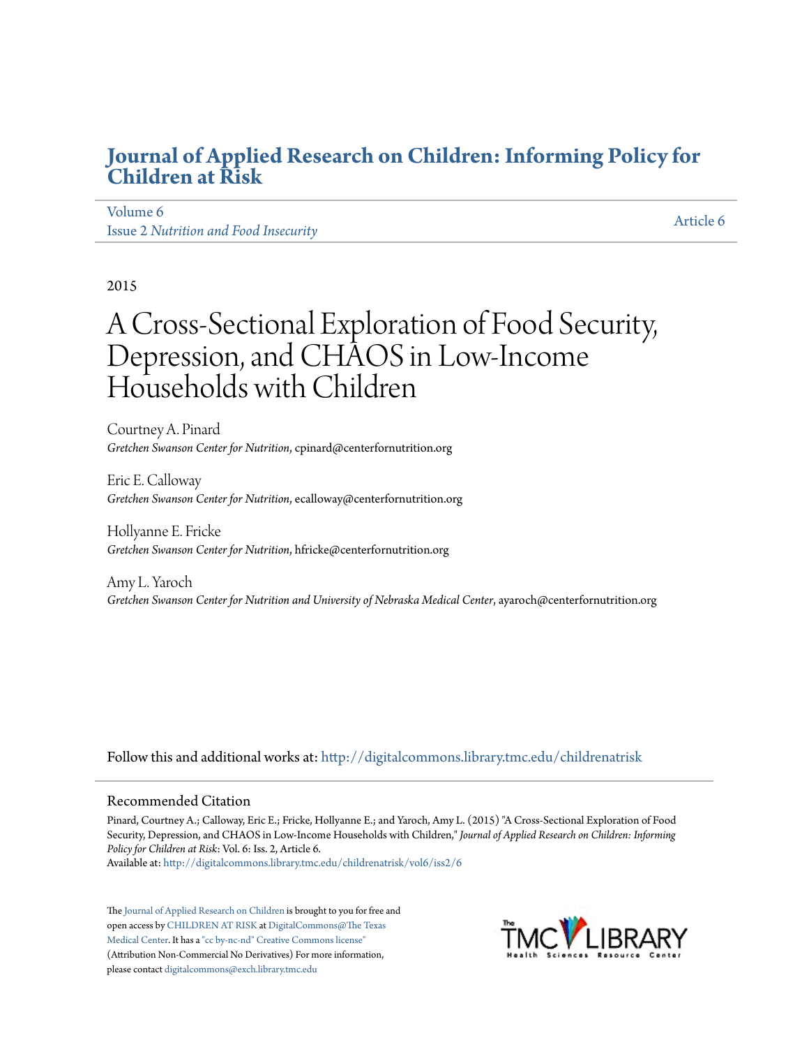# Journal of Applied Research on Children: Informing Policy for Children at Risk

Volume 6
Issue 2 *Nutrition and Food Insecurity*

Article 6

2015

# A Cross-Sectional Exploration of Food Security, Depression, and CHAOS in Low-Income Households with Children

Courtney A. Pinard
*Gretchen Swanson Center for Nutrition*, cpinard@centerfornutrition.org

Eric E. Calloway
*Gretchen Swanson Center for Nutrition*, ecalloway@centerfornutrition.org

Hollyanne E. Fricke
*Gretchen Swanson Center for Nutrition*, hfricke@centerfornutrition.org

Amy L. Yaroch
*Gretchen Swanson Center for Nutrition and University of Nebraska Medical Center*, ayaroch@centerfornutrition.org

Follow this and additional works at: http://digitalcommons.library.tmc.edu/childrenatrisk

## Recommended Citation

Pinard, Courtney A.; Calloway, Eric E.; Fricke, Hollyanne E.; and Yaroch, Amy L. (2015) "A Cross-Sectional Exploration of Food Security, Depression, and CHAOS in Low-Income Households with Children," *Journal of Applied Research on Children: Informing Policy for Children at Risk*: Vol. 6: Iss. 2, Article 6.
Available at: http://digitalcommons.library.tmc.edu/childrenatrisk/vol6/iss2/6

The Journal of Applied Research on Children is brought to you for free and open access by CHILDREN AT RISK at DigitalCommons@The Texas Medical Center. It has a "cc by-nc-nd" Creative Commons license" (Attribution Non-Commercial No Derivatives) For more information, please contact digitalcommons@exch.library.tmc.edu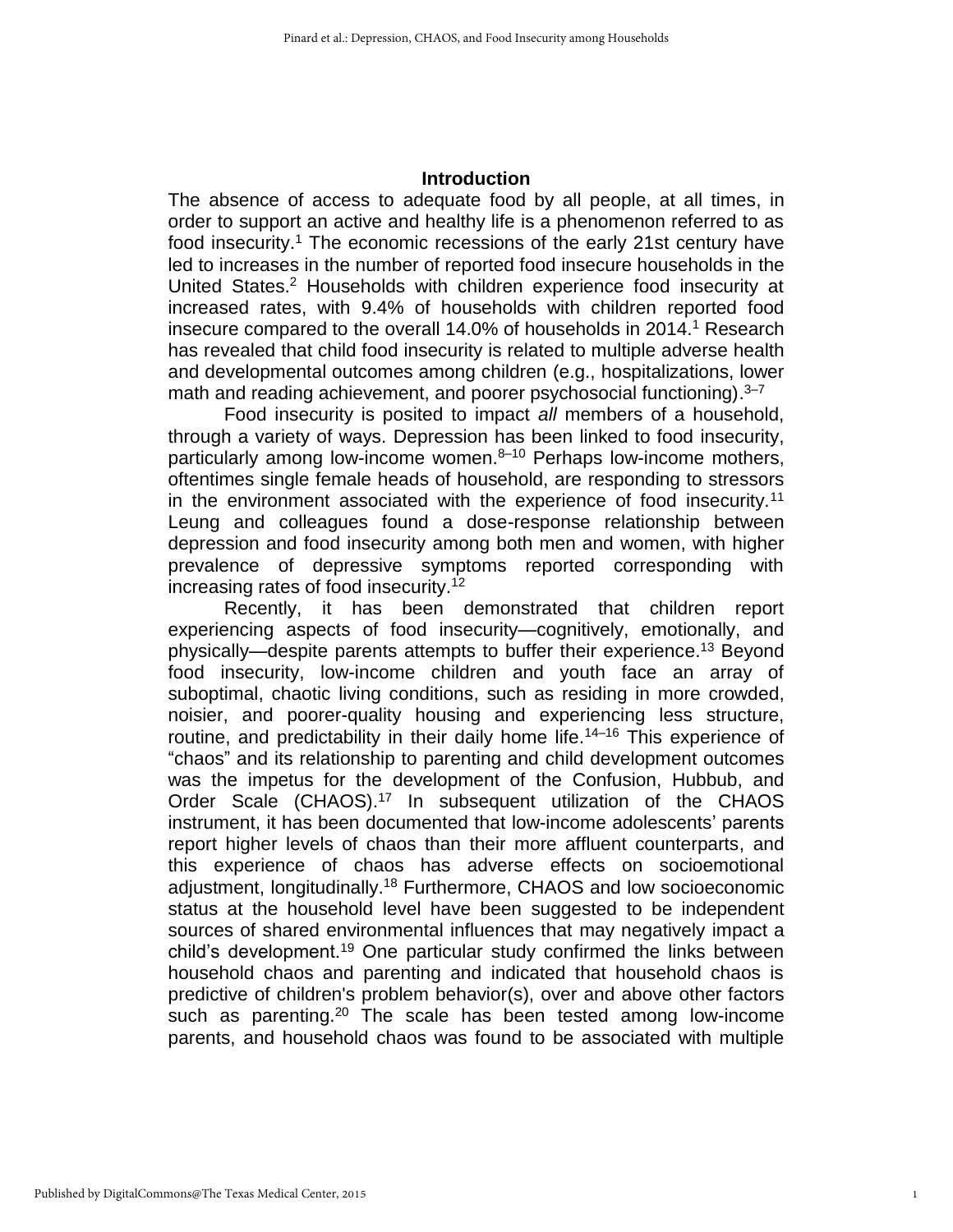## Introduction

The absence of access to adequate food by all people, at all times, in order to support an active and healthy life is a phenomenon referred to as food insecurity.[1] The economic recessions of the early 21st century have led to increases in the number of reported food insecure households in the United States.[2] Households with children experience food insecurity at increased rates, with 9.4% of households with children reported food insecure compared to the overall 14.0% of households in 2014.[1] Research has revealed that child food insecurity is related to multiple adverse health and developmental outcomes among children (e.g., hospitalizations, lower math and reading achievement, and poorer psychosocial functioning).[3–7]

Food insecurity is posited to impact *all* members of a household, through a variety of ways. Depression has been linked to food insecurity, particularly among low-income women.[8–10] Perhaps low-income mothers, oftentimes single female heads of household, are responding to stressors in the environment associated with the experience of food insecurity.[11] Leung and colleagues found a dose-response relationship between depression and food insecurity among both men and women, with higher prevalence of depressive symptoms reported corresponding with increasing rates of food insecurity.[12]

Recently, it has been demonstrated that children report experiencing aspects of food insecurity—cognitively, emotionally, and physically—despite parents attempts to buffer their experience.[13] Beyond food insecurity, low-income children and youth face an array of suboptimal, chaotic living conditions, such as residing in more crowded, noisier, and poorer-quality housing and experiencing less structure, routine, and predictability in their daily home life.[14–16] This experience of "chaos" and its relationship to parenting and child development outcomes was the impetus for the development of the Confusion, Hubbub, and Order Scale (CHAOS).[17] In subsequent utilization of the CHAOS instrument, it has been documented that low-income adolescents' parents report higher levels of chaos than their more affluent counterparts, and this experience of chaos has adverse effects on socioemotional adjustment, longitudinally.[18] Furthermore, CHAOS and low socioeconomic status at the household level have been suggested to be independent sources of shared environmental influences that may negatively impact a child's development.[19] One particular study confirmed the links between household chaos and parenting and indicated that household chaos is predictive of children's problem behavior(s), over and above other factors such as parenting.[20] The scale has been tested among low-income parents, and household chaos was found to be associated with multiple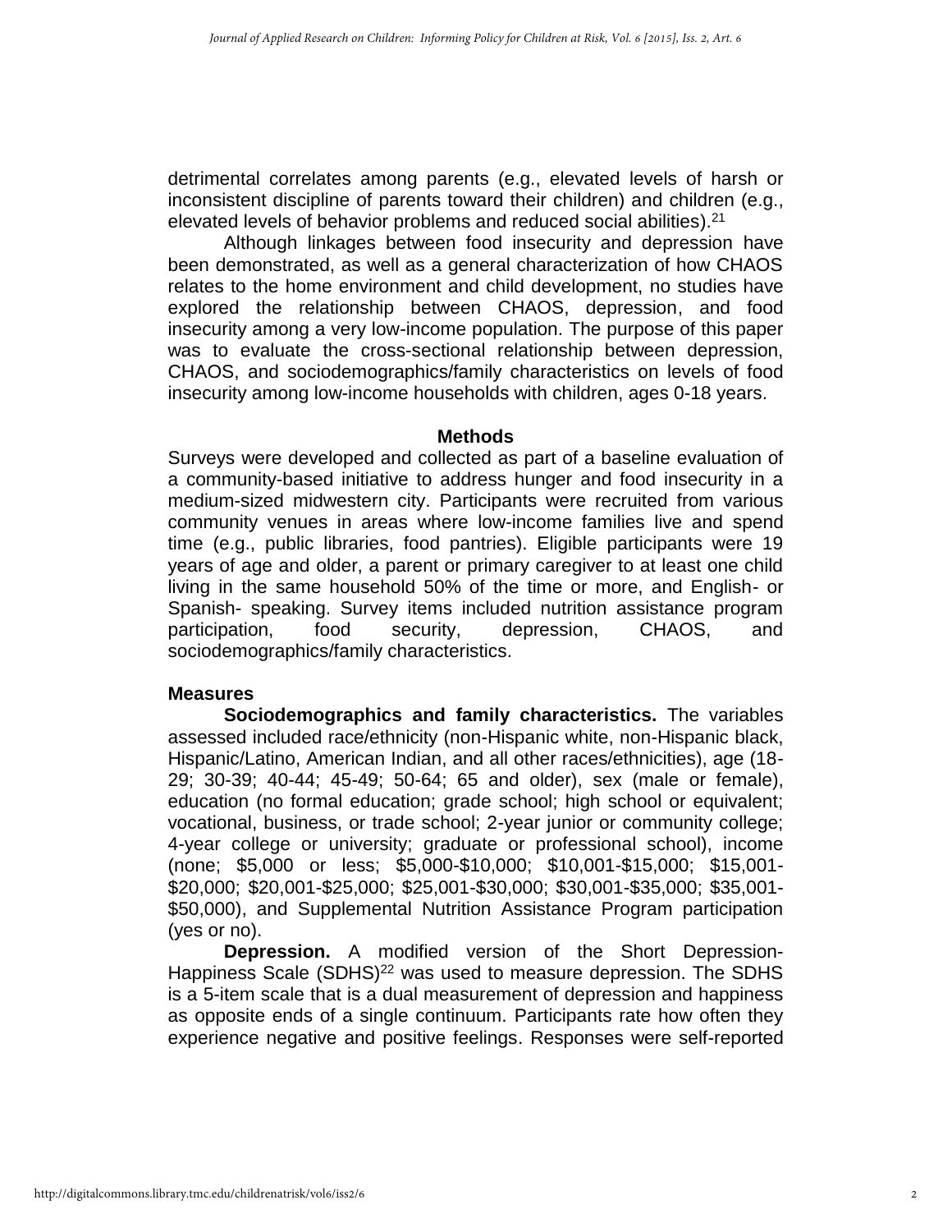detrimental correlates among parents (e.g., elevated levels of harsh or inconsistent discipline of parents toward their children) and children (e.g., elevated levels of behavior problems and reduced social abilities).[21]

Although linkages between food insecurity and depression have been demonstrated, as well as a general characterization of how CHAOS relates to the home environment and child development, no studies have explored the relationship between CHAOS, depression, and food insecurity among a very low-income population. The purpose of this paper was to evaluate the cross-sectional relationship between depression, CHAOS, and sociodemographics/family characteristics on levels of food insecurity among low-income households with children, ages 0-18 years.

## Methods

Surveys were developed and collected as part of a baseline evaluation of a community-based initiative to address hunger and food insecurity in a medium-sized midwestern city. Participants were recruited from various community venues in areas where low-income families live and spend time (e.g., public libraries, food pantries). Eligible participants were 19 years of age and older, a parent or primary caregiver to at least one child living in the same household 50% of the time or more, and English- or Spanish- speaking. Survey items included nutrition assistance program participation, food security, depression, CHAOS, and sociodemographics/family characteristics.

### Measures

**Sociodemographics and family characteristics.** The variables assessed included race/ethnicity (non-Hispanic white, non-Hispanic black, Hispanic/Latino, American Indian, and all other races/ethnicities), age (18-29; 30-39; 40-44; 45-49; 50-64; 65 and older), sex (male or female), education (no formal education; grade school; high school or equivalent; vocational, business, or trade school; 2-year junior or community college; 4-year college or university; graduate or professional school), income (none; $5,000 or less; $5,000-$10,000; $10,001-$15,000; $15,001-$20,000; $20,001-$25,000; $25,001-$30,000; $30,001-$35,000; $35,001-$50,000), and Supplemental Nutrition Assistance Program participation (yes or no).

**Depression.** A modified version of the Short Depression-Happiness Scale (SDHS)[22] was used to measure depression. The SDHS is a 5-item scale that is a dual measurement of depression and happiness as opposite ends of a single continuum. Participants rate how often they experience negative and positive feelings. Responses were self-reported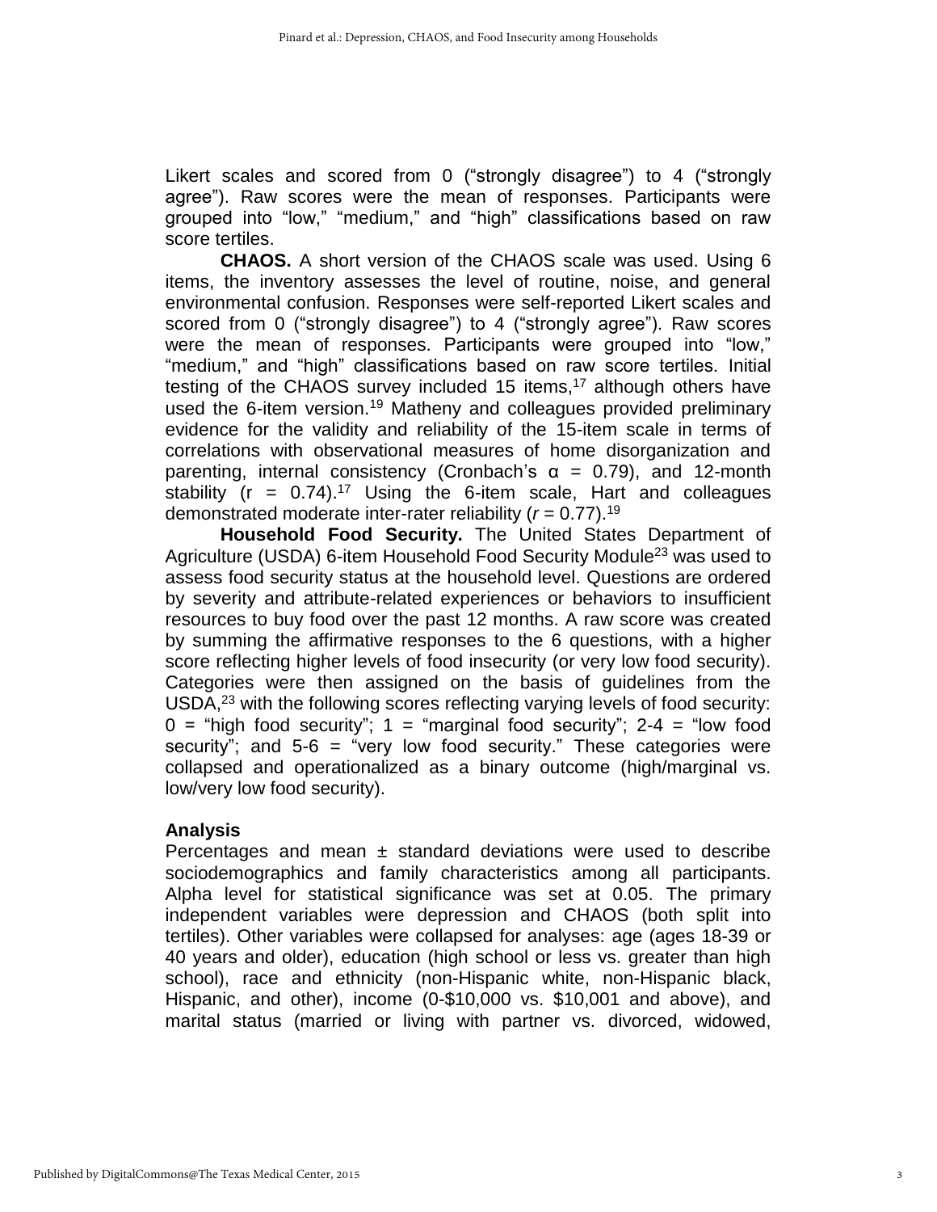Likert scales and scored from 0 ("strongly disagree") to 4 ("strongly agree"). Raw scores were the mean of responses. Participants were grouped into "low," "medium," and "high" classifications based on raw score tertiles.

**CHAOS.** A short version of the CHAOS scale was used. Using 6 items, the inventory assesses the level of routine, noise, and general environmental confusion. Responses were self-reported Likert scales and scored from 0 ("strongly disagree") to 4 ("strongly agree"). Raw scores were the mean of responses. Participants were grouped into "low," "medium," and "high" classifications based on raw score tertiles. Initial testing of the CHAOS survey included 15 items,[17] although others have used the 6-item version.[19] Matheny and colleagues provided preliminary evidence for the validity and reliability of the 15-item scale in terms of correlations with observational measures of home disorganization and parenting, internal consistency (Cronbach's $\alpha = 0.79$), and 12-month stability ($r = 0.74$).[17] Using the 6-item scale, Hart and colleagues demonstrated moderate inter-rater reliability ($r = 0.77$).[19]

**Household Food Security.** The United States Department of Agriculture (USDA) 6-item Household Food Security Module[23] was used to assess food security status at the household level. Questions are ordered by severity and attribute-related experiences or behaviors to insufficient resources to buy food over the past 12 months. A raw score was created by summing the affirmative responses to the 6 questions, with a higher score reflecting higher levels of food insecurity (or very low food security). Categories were then assigned on the basis of guidelines from the USDA,[23] with the following scores reflecting varying levels of food security: 0 = "high food security"; 1 = "marginal food security"; 2-4 = "low food security"; and 5-6 = "very low food security." These categories were collapsed and operationalized as a binary outcome (high/marginal vs. low/very low food security).

## Analysis

Percentages and mean ± standard deviations were used to describe sociodemographics and family characteristics among all participants. Alpha level for statistical significance was set at 0.05. The primary independent variables were depression and CHAOS (both split into tertiles). Other variables were collapsed for analyses: age (ages 18-39 or 40 years and older), education (high school or less vs. greater than high school), race and ethnicity (non-Hispanic white, non-Hispanic black, Hispanic, and other), income (0-$10,000 vs. $10,001 and above), and marital status (married or living with partner vs. divorced, widowed,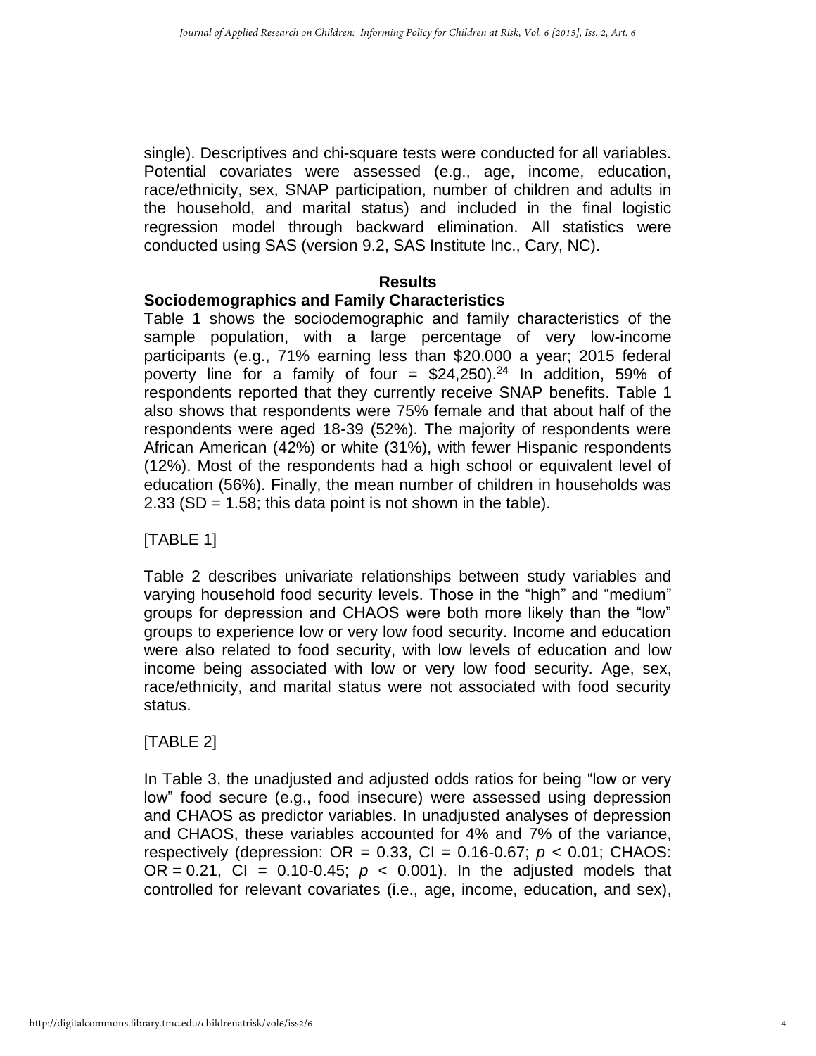single). Descriptives and chi-square tests were conducted for all variables. Potential covariates were assessed (e.g., age, income, education, race/ethnicity, sex, SNAP participation, number of children and adults in the household, and marital status) and included in the final logistic regression model through backward elimination. All statistics were conducted using SAS (version 9.2, SAS Institute Inc., Cary, NC).

## Results

### Sociodemographics and Family Characteristics

Table 1 shows the sociodemographic and family characteristics of the sample population, with a large percentage of very low-income participants (e.g., 71% earning less than $20,000 a year; 2015 federal poverty line for a family of four = $24,250).[24] In addition, 59% of respondents reported that they currently receive SNAP benefits. Table 1 also shows that respondents were 75% female and that about half of the respondents were aged 18-39 (52%). The majority of respondents were African American (42%) or white (31%), with fewer Hispanic respondents (12%). Most of the respondents had a high school or equivalent level of education (56%). Finally, the mean number of children in households was 2.33 (SD = 1.58; this data point is not shown in the table).

[TABLE 1]

Table 2 describes univariate relationships between study variables and varying household food security levels. Those in the "high" and "medium" groups for depression and CHAOS were both more likely than the "low" groups to experience low or very low food security. Income and education were also related to food security, with low levels of education and low income being associated with low or very low food security. Age, sex, race/ethnicity, and marital status were not associated with food security status.

[TABLE 2]

In Table 3, the unadjusted and adjusted odds ratios for being "low or very low" food secure (e.g., food insecure) were assessed using depression and CHAOS as predictor variables. In unadjusted analyses of depression and CHAOS, these variables accounted for 4% and 7% of the variance, respectively (depression: OR = 0.33, CI = 0.16-0.67; $p < 0.01$; CHAOS: OR = 0.21, CI = 0.10-0.45; $p < 0.001$). In the adjusted models that controlled for relevant covariates (i.e., age, income, education, and sex),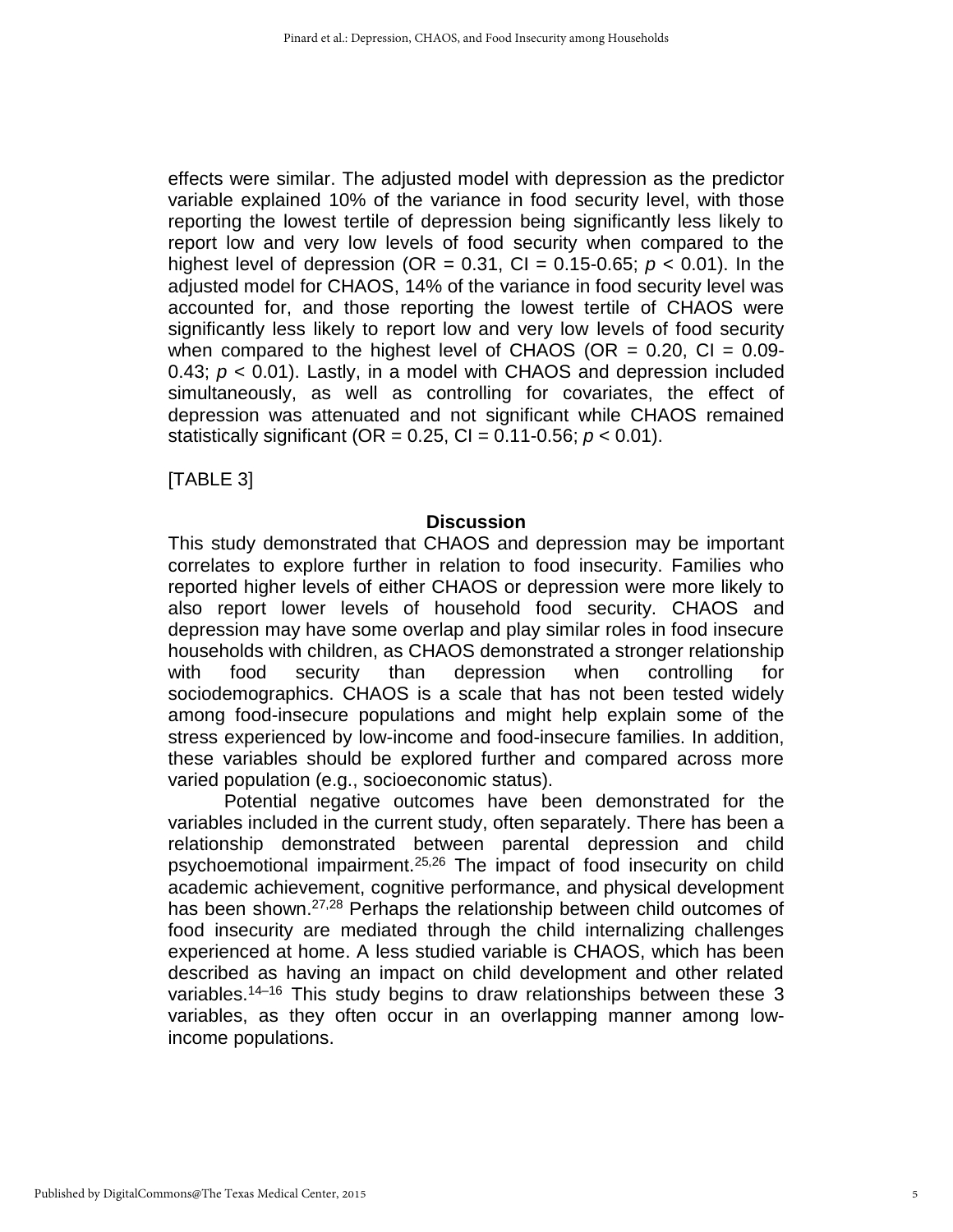effects were similar. The adjusted model with depression as the predictor variable explained 10% of the variance in food security level, with those reporting the lowest tertile of depression being significantly less likely to report low and very low levels of food security when compared to the highest level of depression (OR = 0.31, CI = 0.15-0.65; $p < 0.01$). In the adjusted model for CHAOS, 14% of the variance in food security level was accounted for, and those reporting the lowest tertile of CHAOS were significantly less likely to report low and very low levels of food security when compared to the highest level of CHAOS (OR = 0.20, CI = 0.09-0.43; $p < 0.01$). Lastly, in a model with CHAOS and depression included simultaneously, as well as controlling for covariates, the effect of depression was attenuated and not significant while CHAOS remained statistically significant (OR = 0.25, CI = 0.11-0.56; $p < 0.01$).

[TABLE 3]

## Discussion

This study demonstrated that CHAOS and depression may be important correlates to explore further in relation to food insecurity. Families who reported higher levels of either CHAOS or depression were more likely to also report lower levels of household food security. CHAOS and depression may have some overlap and play similar roles in food insecure households with children, as CHAOS demonstrated a stronger relationship with food security than depression when controlling for sociodemographics. CHAOS is a scale that has not been tested widely among food-insecure populations and might help explain some of the stress experienced by low-income and food-insecure families. In addition, these variables should be explored further and compared across more varied population (e.g., socioeconomic status).

Potential negative outcomes have been demonstrated for the variables included in the current study, often separately. There has been a relationship demonstrated between parental depression and child psychoemotional impairment.[25,26] The impact of food insecurity on child academic achievement, cognitive performance, and physical development has been shown.[27,28] Perhaps the relationship between child outcomes of food insecurity are mediated through the child internalizing challenges experienced at home. A less studied variable is CHAOS, which has been described as having an impact on child development and other related variables.[14–16] This study begins to draw relationships between these 3 variables, as they often occur in an overlapping manner among low-income populations.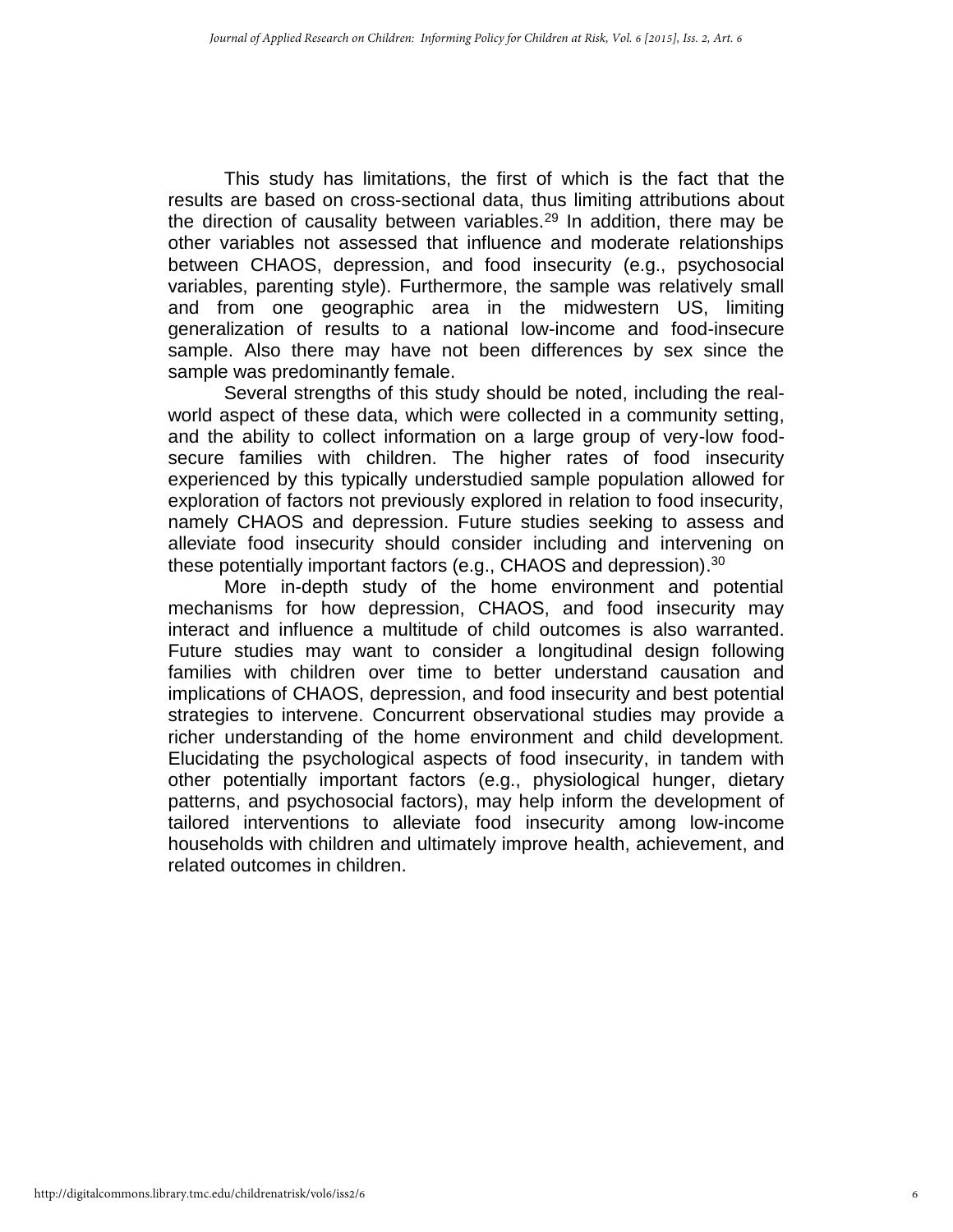This study has limitations, the first of which is the fact that the results are based on cross-sectional data, thus limiting attributions about the direction of causality between variables.[29] In addition, there may be other variables not assessed that influence and moderate relationships between CHAOS, depression, and food insecurity (e.g., psychosocial variables, parenting style). Furthermore, the sample was relatively small and from one geographic area in the midwestern US, limiting generalization of results to a national low-income and food-insecure sample. Also there may have not been differences by sex since the sample was predominantly female.

Several strengths of this study should be noted, including the real-world aspect of these data, which were collected in a community setting, and the ability to collect information on a large group of very-low food-secure families with children. The higher rates of food insecurity experienced by this typically understudied sample population allowed for exploration of factors not previously explored in relation to food insecurity, namely CHAOS and depression. Future studies seeking to assess and alleviate food insecurity should consider including and intervening on these potentially important factors (e.g., CHAOS and depression).[30]

More in-depth study of the home environment and potential mechanisms for how depression, CHAOS, and food insecurity may interact and influence a multitude of child outcomes is also warranted. Future studies may want to consider a longitudinal design following families with children over time to better understand causation and implications of CHAOS, depression, and food insecurity and best potential strategies to intervene. Concurrent observational studies may provide a richer understanding of the home environment and child development. Elucidating the psychological aspects of food insecurity, in tandem with other potentially important factors (e.g., physiological hunger, dietary patterns, and psychosocial factors), may help inform the development of tailored interventions to alleviate food insecurity among low-income households with children and ultimately improve health, achievement, and related outcomes in children.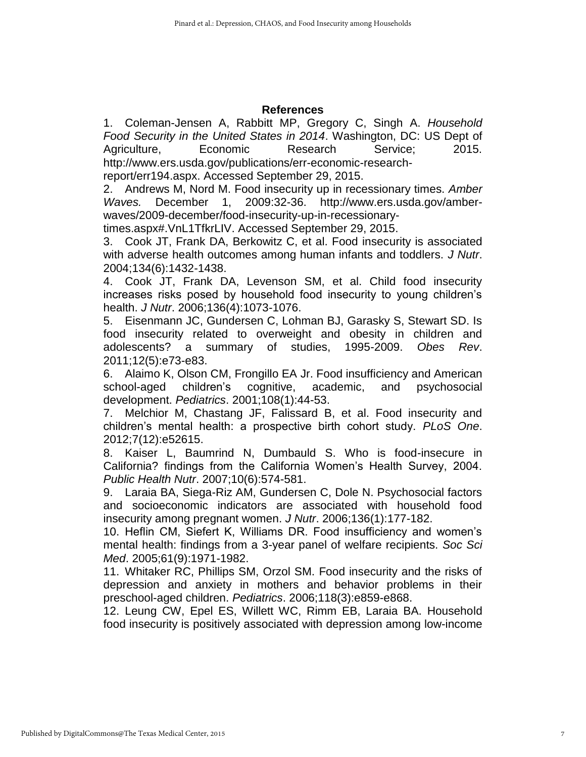## References

1. Coleman-Jensen A, Rabbitt MP, Gregory C, Singh A. *Household Food Security in the United States in 2014*. Washington, DC: US Dept of Agriculture, Economic Research Service; 2015. http://www.ers.usda.gov/publications/err-economic-research-report/err194.aspx. Accessed September 29, 2015.
2. Andrews M, Nord M. Food insecurity up in recessionary times. *Amber Waves.* December 1, 2009:32-36. http://www.ers.usda.gov/amber-waves/2009-december/food-insecurity-up-in-recessionary-times.aspx#.VnL1TfkrLIV. Accessed September 29, 2015.
3. Cook JT, Frank DA, Berkowitz C, et al. Food insecurity is associated with adverse health outcomes among human infants and toddlers. *J Nutr*. 2004;134(6):1432-1438.
4. Cook JT, Frank DA, Levenson SM, et al. Child food insecurity increases risks posed by household food insecurity to young children's health. *J Nutr*. 2006;136(4):1073-1076.
5. Eisenmann JC, Gundersen C, Lohman BJ, Garasky S, Stewart SD. Is food insecurity related to overweight and obesity in children and adolescents? a summary of studies, 1995-2009. *Obes Rev*. 2011;12(5):e73-e83.
6. Alaimo K, Olson CM, Frongillo EA Jr. Food insufficiency and American school-aged children's cognitive, academic, and psychosocial development. *Pediatrics*. 2001;108(1):44-53.
7. Melchior M, Chastang JF, Falissard B, et al. Food insecurity and children's mental health: a prospective birth cohort study. *PLoS One*. 2012;7(12):e52615.
8. Kaiser L, Baumrind N, Dumbauld S. Who is food-insecure in California? findings from the California Women's Health Survey, 2004. *Public Health Nutr*. 2007;10(6):574-581.
9. Laraia BA, Siega-Riz AM, Gundersen C, Dole N. Psychosocial factors and socioeconomic indicators are associated with household food insecurity among pregnant women. *J Nutr*. 2006;136(1):177-182.
10. Heflin CM, Siefert K, Williams DR. Food insufficiency and women's mental health: findings from a 3-year panel of welfare recipients. *Soc Sci Med*. 2005;61(9):1971-1982.
11. Whitaker RC, Phillips SM, Orzol SM. Food insecurity and the risks of depression and anxiety in mothers and behavior problems in their preschool-aged children. *Pediatrics*. 2006;118(3):e859-e868.
12. Leung CW, Epel ES, Willett WC, Rimm EB, Laraia BA. Household food insecurity is positively associated with depression among low-income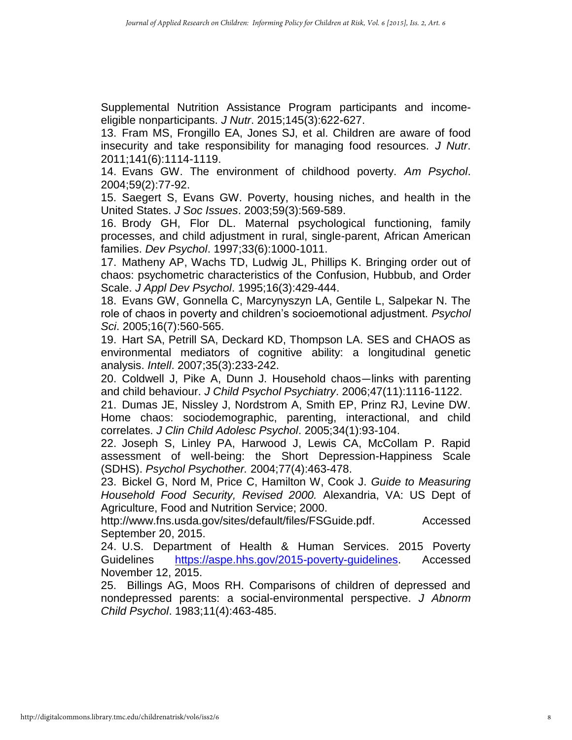Supplemental Nutrition Assistance Program participants and income-eligible nonparticipants. *J Nutr*. 2015;145(3):622-627.

13. Fram MS, Frongillo EA, Jones SJ, et al. Children are aware of food insecurity and take responsibility for managing food resources. *J Nutr*. 2011;141(6):1114-1119.

14. Evans GW. The environment of childhood poverty. *Am Psychol*. 2004;59(2):77-92.

15. Saegert S, Evans GW. Poverty, housing niches, and health in the United States. *J Soc Issues*. 2003;59(3):569-589.

16. Brody GH, Flor DL. Maternal psychological functioning, family processes, and child adjustment in rural, single-parent, African American families. *Dev Psychol*. 1997;33(6):1000-1011.

17. Matheny AP, Wachs TD, Ludwig JL, Phillips K. Bringing order out of chaos: psychometric characteristics of the Confusion, Hubbub, and Order Scale. *J Appl Dev Psychol*. 1995;16(3):429-444.

18. Evans GW, Gonnella C, Marcynyszyn LA, Gentile L, Salpekar N. The role of chaos in poverty and children's socioemotional adjustment. *Psychol Sci*. 2005;16(7):560-565.

19. Hart SA, Petrill SA, Deckard KD, Thompson LA. SES and CHAOS as environmental mediators of cognitive ability: a longitudinal genetic analysis. *Intell*. 2007;35(3):233-242.

20. Coldwell J, Pike A, Dunn J. Household chaos—links with parenting and child behaviour. *J Child Psychol Psychiatry*. 2006;47(11):1116-1122.

21. Dumas JE, Nissley J, Nordstrom A, Smith EP, Prinz RJ, Levine DW. Home chaos: sociodemographic, parenting, interactional, and child correlates. *J Clin Child Adolesc Psychol*. 2005;34(1):93-104.

22. Joseph S, Linley PA, Harwood J, Lewis CA, McCollam P. Rapid assessment of well-being: the Short Depression-Happiness Scale (SDHS). *Psychol Psychother.* 2004;77(4):463-478.

23. Bickel G, Nord M, Price C, Hamilton W, Cook J. *Guide to Measuring Household Food Security, Revised 2000.* Alexandria, VA: US Dept of Agriculture, Food and Nutrition Service; 2000. http://www.fns.usda.gov/sites/default/files/FSGuide.pdf. Accessed September 20, 2015.

24. U.S. Department of Health & Human Services. 2015 Poverty Guidelines https://aspe.hhs.gov/2015-poverty-guidelines. Accessed November 12, 2015.

25. Billings AG, Moos RH. Comparisons of children of depressed and nondepressed parents: a social-environmental perspective. *J Abnorm Child Psychol*. 1983;11(4):463-485.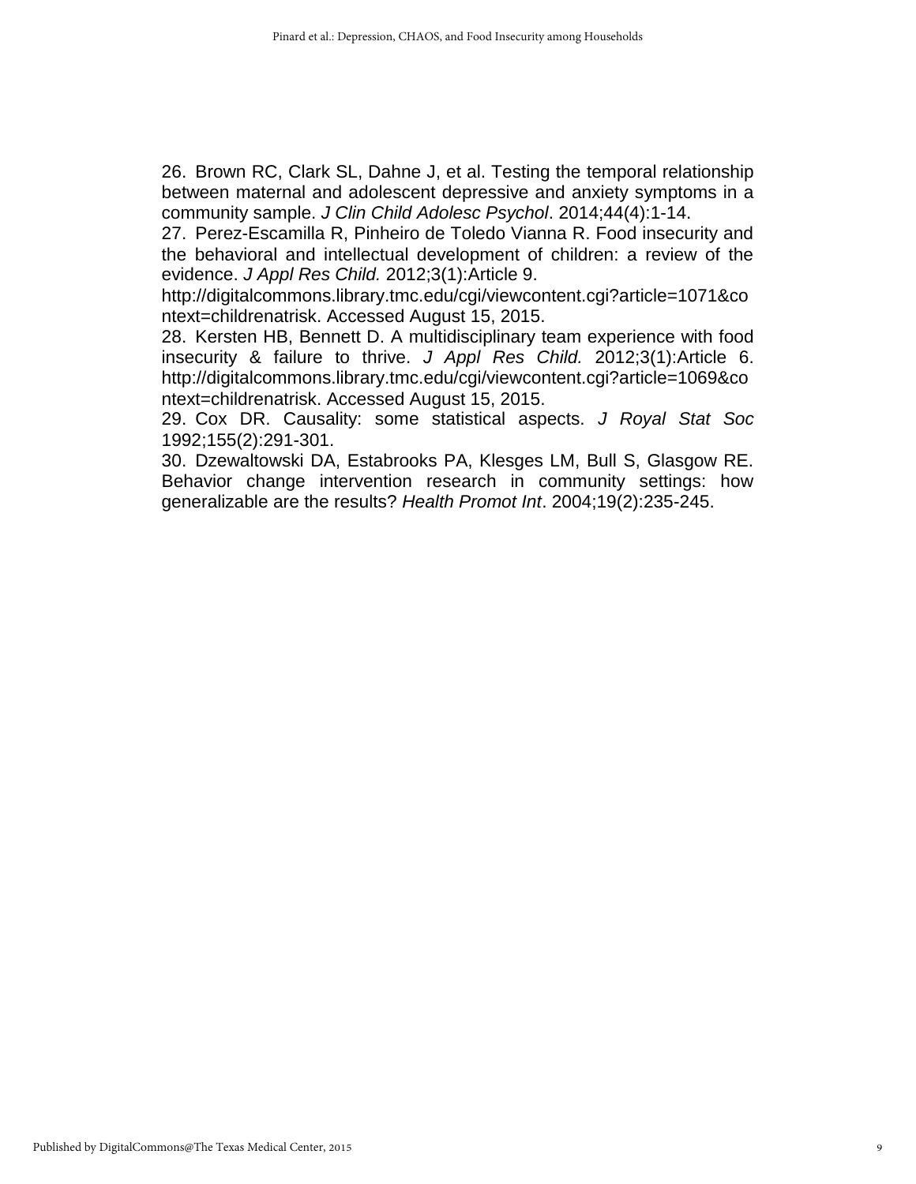26. Brown RC, Clark SL, Dahne J, et al. Testing the temporal relationship between maternal and adolescent depressive and anxiety symptoms in a community sample. *J Clin Child Adolesc Psychol*. 2014;44(4):1-14.

27. Perez-Escamilla R, Pinheiro de Toledo Vianna R. Food insecurity and the behavioral and intellectual development of children: a review of the evidence. *J Appl Res Child.* 2012;3(1):Article 9. http://digitalcommons.library.tmc.edu/cgi/viewcontent.cgi?article=1071&context=childrenatrisk. Accessed August 15, 2015.

28. Kersten HB, Bennett D. A multidisciplinary team experience with food insecurity & failure to thrive. *J Appl Res Child.* 2012;3(1):Article 6. http://digitalcommons.library.tmc.edu/cgi/viewcontent.cgi?article=1069&context=childrenatrisk. Accessed August 15, 2015.

29. Cox DR. Causality: some statistical aspects. *J Royal Stat Soc* 1992;155(2):291-301.

30. Dzewaltowski DA, Estabrooks PA, Klesges LM, Bull S, Glasgow RE. Behavior change intervention research in community settings: how generalizable are the results? *Health Promot Int*. 2004;19(2):235-245.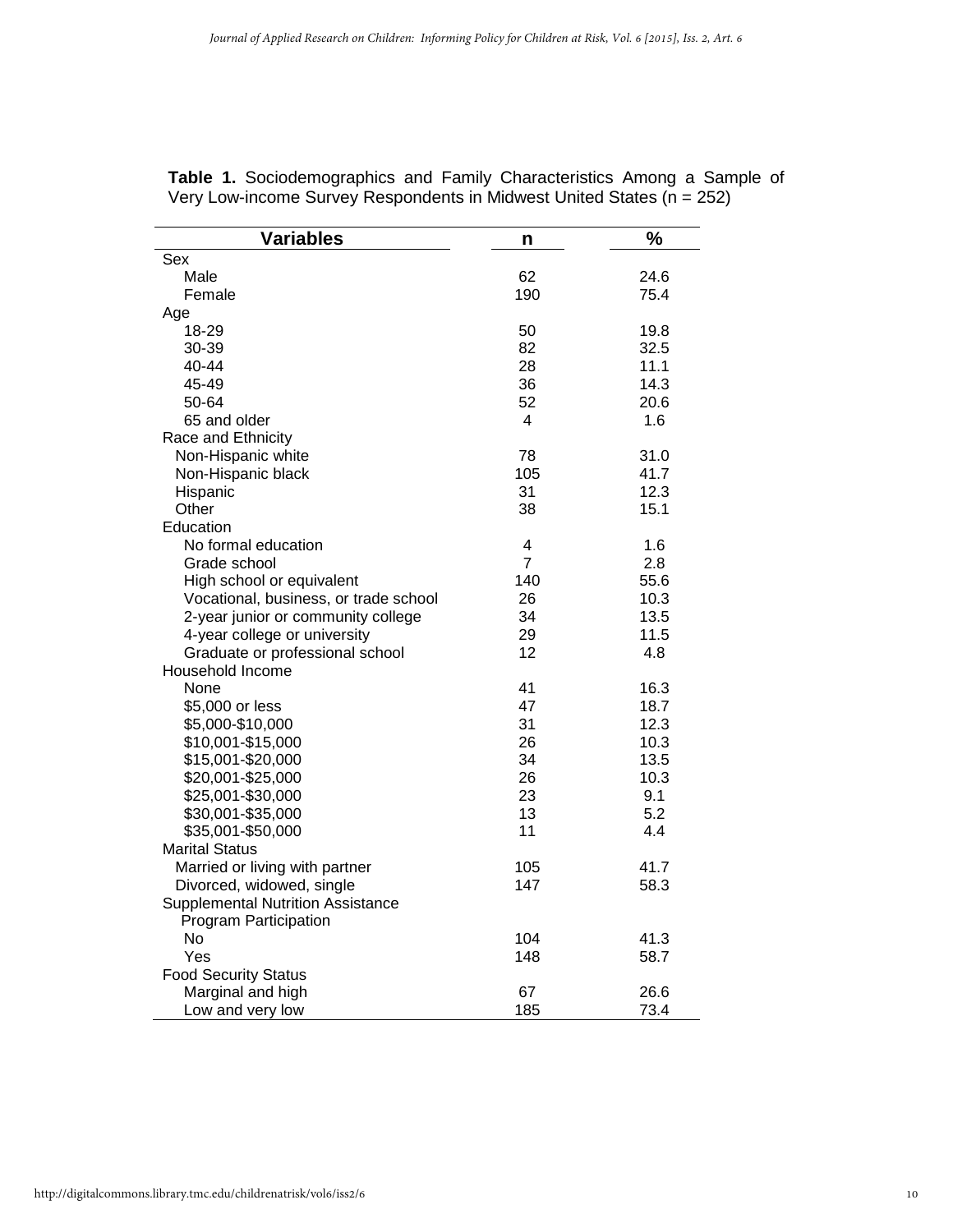**Table 1.** Sociodemographics and Family Characteristics Among a Sample of Very Low-income Survey Respondents in Midwest United States (n = 252)

| Variables | n | % |
|---|---|---|
| Sex | | |
| Male | 62 | 24.6 |
| Female | 190 | 75.4 |
| Age | | |
| 18-29 | 50 | 19.8 |
| 30-39 | 82 | 32.5 |
| 40-44 | 28 | 11.1 |
| 45-49 | 36 | 14.3 |
| 50-64 | 52 | 20.6 |
| 65 and older | 4 | 1.6 |
| Race and Ethnicity | | |
| Non-Hispanic white | 78 | 31.0 |
| Non-Hispanic black | 105 | 41.7 |
| Hispanic | 31 | 12.3 |
| Other | 38 | 15.1 |
| Education | | |
| No formal education | 4 | 1.6 |
| Grade school | 7 | 2.8 |
| High school or equivalent | 140 | 55.6 |
| Vocational, business, or trade school | 26 | 10.3 |
| 2-year junior or community college | 34 | 13.5 |
| 4-year college or university | 29 | 11.5 |
| Graduate or professional school | 12 | 4.8 |
| Household Income | | |
| None | 41 | 16.3 |
| $5,000 or less | 47 | 18.7 |
| $5,000-$10,000 | 31 | 12.3 |
| $10,001-$15,000 | 26 | 10.3 |
| $15,001-$20,000 | 34 | 13.5 |
| $20,001-$25,000 | 26 | 10.3 |
| $25,001-$30,000 | 23 | 9.1 |
| $30,001-$35,000 | 13 | 5.2 |
| $35,001-$50,000 | 11 | 4.4 |
| Marital Status | | |
| Married or living with partner | 105 | 41.7 |
| Divorced, widowed, single | 147 | 58.3 |
| Supplemental Nutrition Assistance Program Participation | | |
| No | 104 | 41.3 |
| Yes | 148 | 58.7 |
| Food Security Status | | |
| Marginal and high | 67 | 26.6 |
| Low and very low | 185 | 73.4 |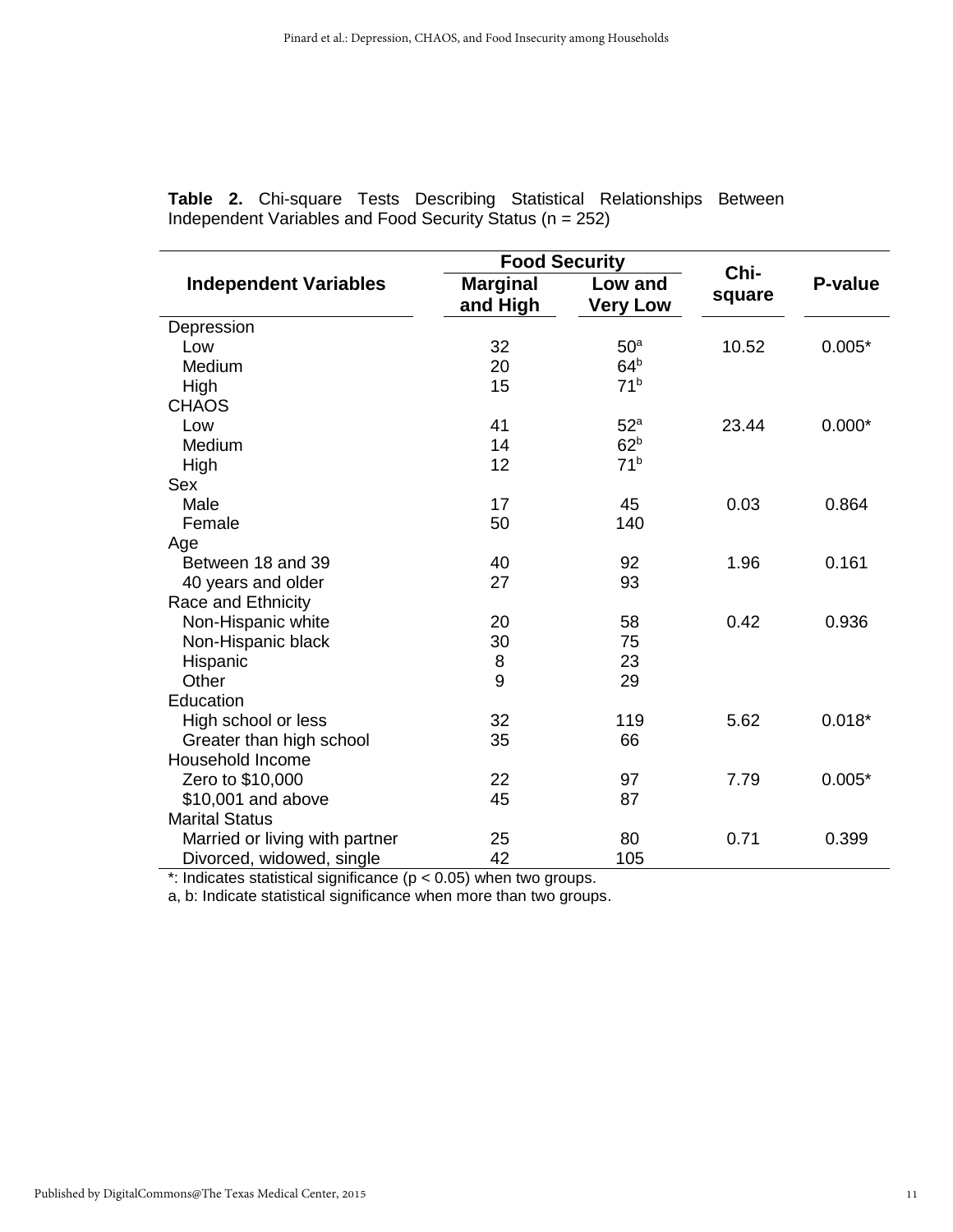**Table 2.** Chi-square Tests Describing Statistical Relationships Between Independent Variables and Food Security Status (n = 252)

| Independent Variables | Food Security | | Chi-square | P-value |
|---|---|---|---|---|
| | Marginal and High | Low and Very Low | | |
| Depression | | | | |
| Low | 32 | 50[a] | 10.52 | 0.005* |
| Medium | 20 | 64[b] | | |
| High | 15 | 71[b] | | |
| CHAOS | | | | |
| Low | 41 | 52[a] | 23.44 | 0.000* |
| Medium | 14 | 62[b] | | |
| High | 12 | 71[b] | | |
| Sex | | | | |
| Male | 17 | 45 | 0.03 | 0.864 |
| Female | 50 | 140 | | |
| Age | | | | |
| Between 18 and 39 | 40 | 92 | 1.96 | 0.161 |
| 40 years and older | 27 | 93 | | |
| Race and Ethnicity | | | | |
| Non-Hispanic white | 20 | 58 | 0.42 | 0.936 |
| Non-Hispanic black | 30 | 75 | | |
| Hispanic | 8 | 23 | | |
| Other | 9 | 29 | | |
| Education | | | | |
| High school or less | 32 | 119 | 5.62 | 0.018* |
| Greater than high school | 35 | 66 | | |
| Household Income | | | | |
| Zero to $10,000 | 22 | 97 | 7.79 | 0.005* |
| $10,001 and above | 45 | 87 | | |
| Marital Status | | | | |
| Married or living with partner | 25 | 80 | 0.71 | 0.399 |
| Divorced, widowed, single | 42 | 105 | | |

*: Indicates statistical significance ($p < 0.05$) when two groups.

a, b: Indicate statistical significance when more than two groups.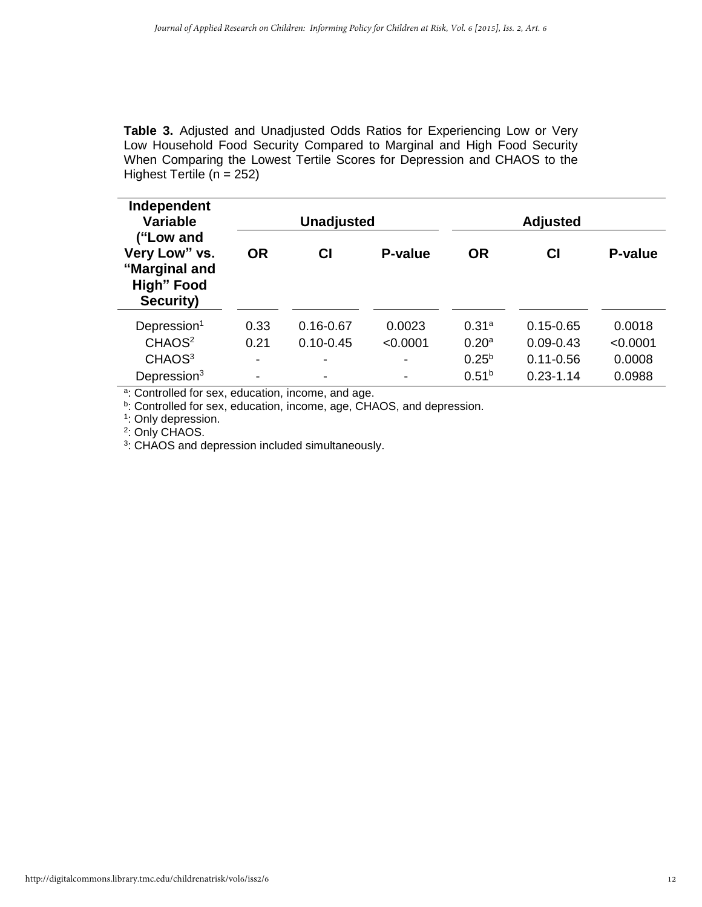**Table 3.** Adjusted and Unadjusted Odds Ratios for Experiencing Low or Very Low Household Food Security Compared to Marginal and High Food Security When Comparing the Lowest Tertile Scores for Depression and CHAOS to the Highest Tertile (n = 252)

| Independent Variable ("Low and Very Low" vs. "Marginal and High" Food Security) | Unadjusted | | | Adjusted | | |
|---|---|---|---|---|---|---|
| | OR | CI | P-value | OR | CI | P-value |
| Depression[1] | 0.33 | 0.16-0.67 | 0.0023 | 0.31[a] | 0.15-0.65 | 0.0018 |
| CHAOS[2] | 0.21 | 0.10-0.45 | <0.0001 | 0.20[a] | 0.09-0.43 | <0.0001 |
| CHAOS[3] | - | - | - | 0.25[b] | 0.11-0.56 | 0.0008 |
| Depression[3] | - | - | - | 0.51[b] | 0.23-1.14 | 0.0988 |

[a]: Controlled for sex, education, income, and age.
[b]: Controlled for sex, education, income, age, CHAOS, and depression.
[1]: Only depression.
[2]: Only CHAOS.
[3]: CHAOS and depression included simultaneously.